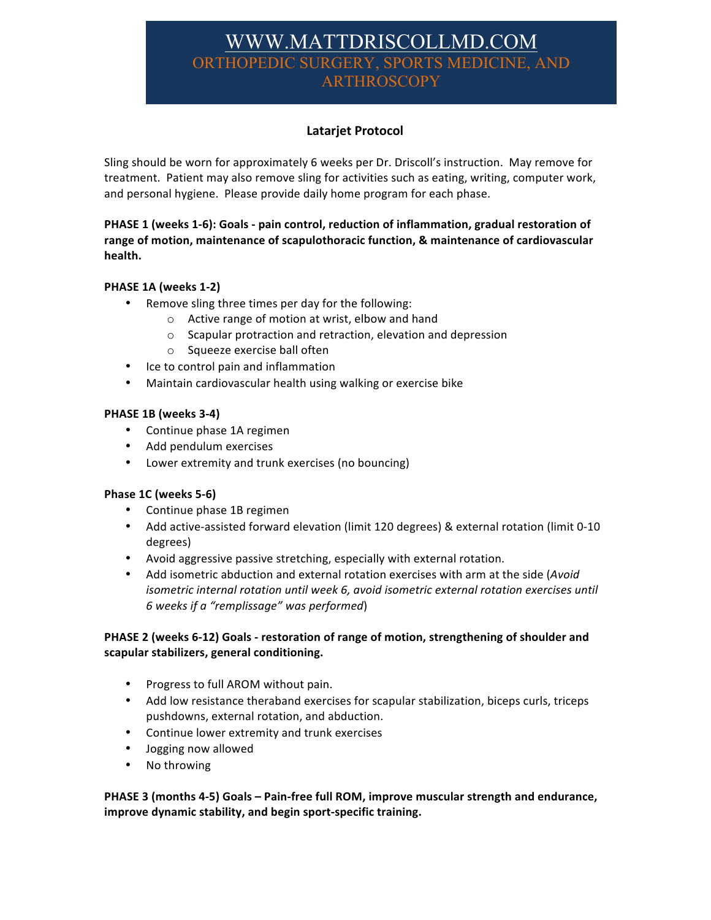# WWW.MATTDRISCOLLMD.COM
ORTHOPEDIC SURGERY, SPORTS MEDICINE, AND ARTHROSCOPY

## Latarjet Protocol

Sling should be worn for approximately 6 weeks per Dr. Driscoll's instruction. May remove for treatment. Patient may also remove sling for activities such as eating, writing, computer work, and personal hygiene. Please provide daily home program for each phase.

**PHASE 1 (weeks 1-6): Goals - pain control, reduction of inflammation, gradual restoration of range of motion, maintenance of scapulothoracic function, & maintenance of cardiovascular health.**

**PHASE 1A (weeks 1-2)**

- Remove sling three times per day for the following:
  - Active range of motion at wrist, elbow and hand
  - Scapular protraction and retraction, elevation and depression
  - Squeeze exercise ball often
- Ice to control pain and inflammation
- Maintain cardiovascular health using walking or exercise bike

**PHASE 1B (weeks 3-4)**

- Continue phase 1A regimen
- Add pendulum exercises
- Lower extremity and trunk exercises (no bouncing)

**Phase 1C (weeks 5-6)**

- Continue phase 1B regimen
- Add active-assisted forward elevation (limit 120 degrees) & external rotation (limit 0-10 degrees)
- Avoid aggressive passive stretching, especially with external rotation.
- Add isometric abduction and external rotation exercises with arm at the side (*Avoid isometric internal rotation until week 6, avoid isometric external rotation exercises until 6 weeks if a "remplissage" was performed*)

**PHASE 2 (weeks 6-12) Goals - restoration of range of motion, strengthening of shoulder and scapular stabilizers, general conditioning.**

- Progress to full AROM without pain.
- Add low resistance theraband exercises for scapular stabilization, biceps curls, triceps pushdowns, external rotation, and abduction.
- Continue lower extremity and trunk exercises
- Jogging now allowed
- No throwing

**PHASE 3 (months 4-5) Goals – Pain-free full ROM, improve muscular strength and endurance, improve dynamic stability, and begin sport-specific training.**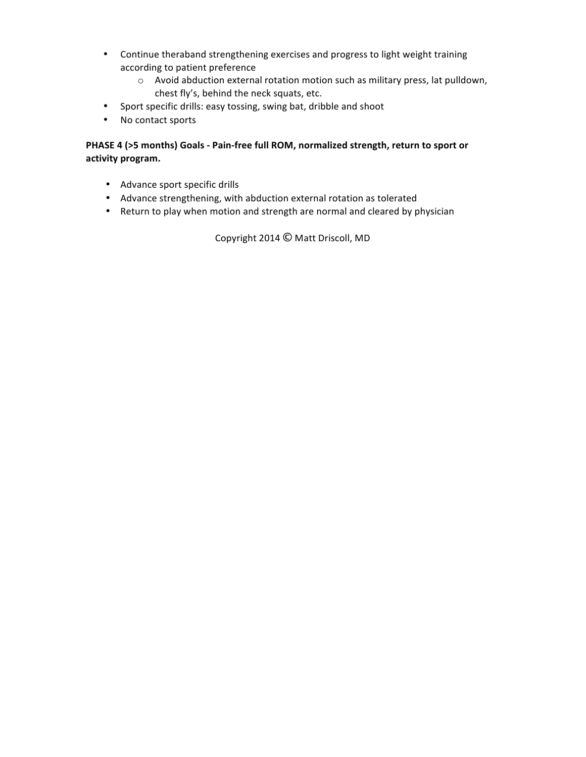- Continue theraband strengthening exercises and progress to light weight training according to patient preference
    - Avoid abduction external rotation motion such as military press, lat pulldown, chest fly's, behind the neck squats, etc.
- Sport specific drills: easy tossing, swing bat, dribble and shoot
- No contact sports

**PHASE 4 (>5 months) Goals - Pain-free full ROM, normalized strength, return to sport or activity program.**

- Advance sport specific drills
- Advance strengthening, with abduction external rotation as tolerated
- Return to play when motion and strength are normal and cleared by physician

Copyright 2014 © Matt Driscoll, MD